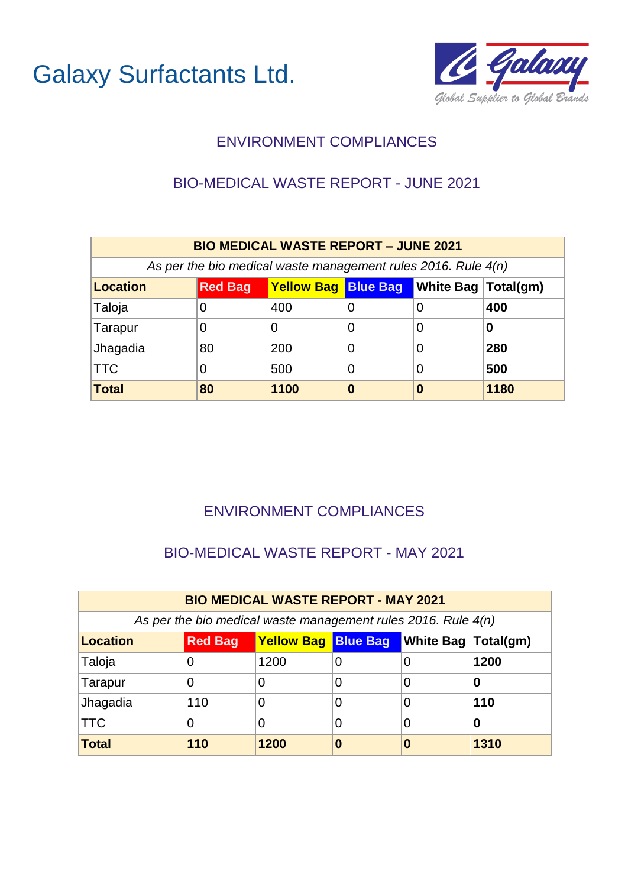# Galaxy Surfactants Ltd.

Galaxy — Global Supplier to Global Brands

## ENVIRONMENT COMPLIANCES

### BIO-MEDICAL WASTE REPORT - JUNE 2021

| **BIO MEDICAL WASTE REPORT – JUNE 2021** | | | | | |
|---|---|---|---|---|---|
| *As per the bio medical waste management rules 2016. Rule 4(n)* | | | | | |
| **Location** | **Red Bag** | **Yellow Bag** | **Blue Bag** | **White Bag** | **Total(gm)** |
| Taloja | 0 | 400 | 0 | 0 | **400** |
| Tarapur | 0 | 0 | 0 | 0 | **0** |
| Jhagadia | 80 | 200 | 0 | 0 | **280** |
| TTC | 0 | 500 | 0 | 0 | **500** |
| **Total** | **80** | **1100** | **0** | **0** | **1180** |

## ENVIRONMENT COMPLIANCES

### BIO-MEDICAL WASTE REPORT - MAY 2021

| **BIO MEDICAL WASTE REPORT - MAY 2021** | | | | | |
|---|---|---|---|---|---|
| *As per the bio medical waste management rules 2016. Rule 4(n)* | | | | | |
| **Location** | **Red Bag** | **Yellow Bag** | **Blue Bag** | **White Bag** | **Total(gm)** |
| Taloja | 0 | 1200 | 0 | 0 | **1200** |
| Tarapur | 0 | 0 | 0 | 0 | **0** |
| Jhagadia | 110 | 0 | 0 | 0 | **110** |
| TTC | 0 | 0 | 0 | 0 | **0** |
| **Total** | **110** | **1200** | **0** | **0** | **1310** |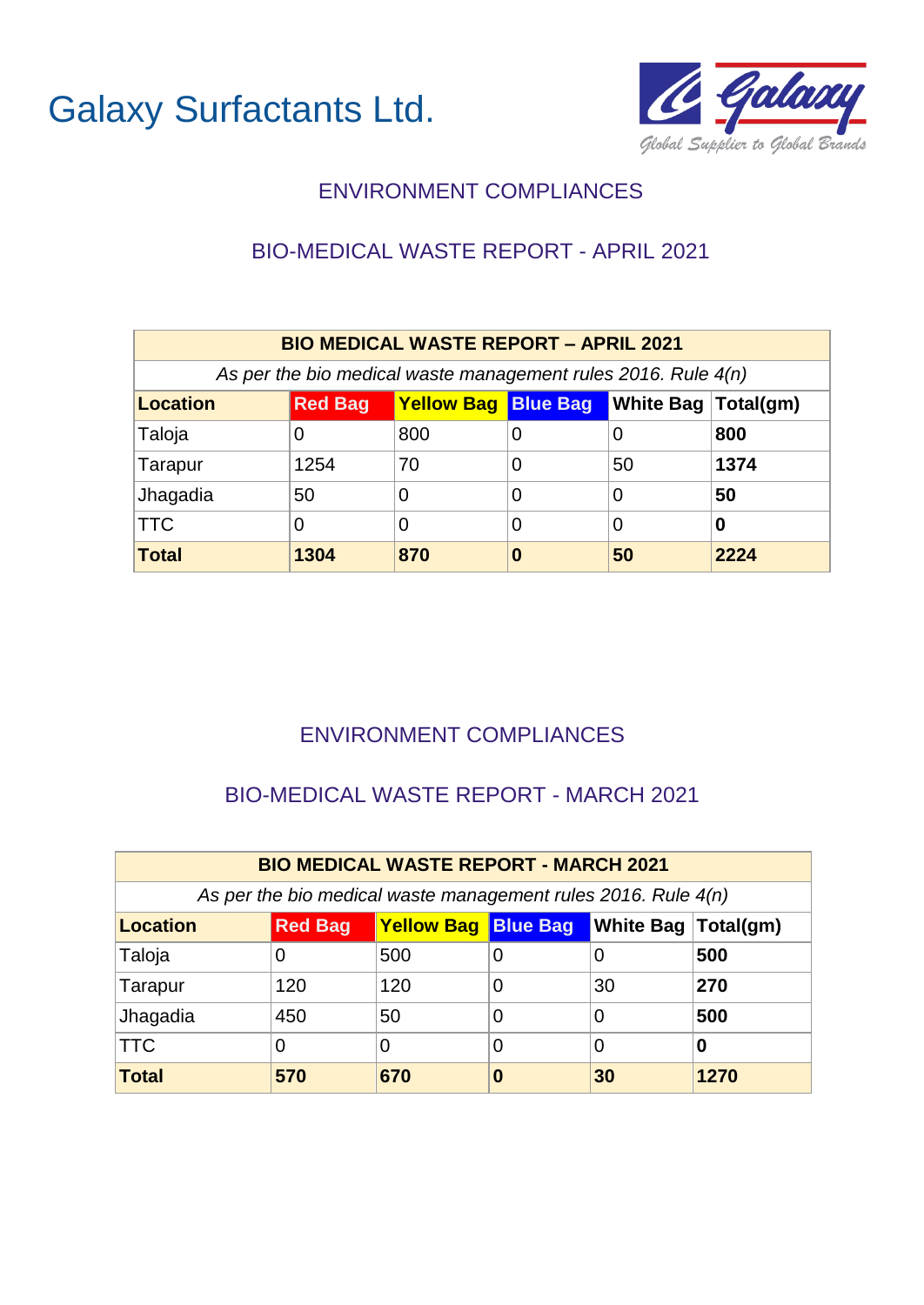# Galaxy Surfactants Ltd.

Global Supplier to Global Brands

## ENVIRONMENT COMPLIANCES

## BIO-MEDICAL WASTE REPORT - APRIL 2021

| BIO MEDICAL WASTE REPORT – APRIL 2021 | | | | | |
|---|---|---|---|---|---|
| *As per the bio medical waste management rules 2016. Rule 4(n)* | | | | | |
| **Location** | **Red Bag** | **Yellow Bag** | **Blue Bag** | **White Bag** | **Total(gm)** |
| Taloja | 0 | 800 | 0 | 0 | **800** |
| Tarapur | 1254 | 70 | 0 | 50 | **1374** |
| Jhagadia | 50 | 0 | 0 | 0 | **50** |
| TTC | 0 | 0 | 0 | 0 | **0** |
| **Total** | **1304** | **870** | **0** | **50** | **2224** |

## ENVIRONMENT COMPLIANCES

## BIO-MEDICAL WASTE REPORT - MARCH 2021

| BIO MEDICAL WASTE REPORT - MARCH 2021 | | | | | |
|---|---|---|---|---|---|
| *As per the bio medical waste management rules 2016. Rule 4(n)* | | | | | |
| **Location** | **Red Bag** | **Yellow Bag** | **Blue Bag** | **White Bag** | **Total(gm)** |
| Taloja | 0 | 500 | 0 | 0 | **500** |
| Tarapur | 120 | 120 | 0 | 30 | **270** |
| Jhagadia | 450 | 50 | 0 | 0 | **500** |
| TTC | 0 | 0 | 0 | 0 | **0** |
| **Total** | **570** | **670** | **0** | **30** | **1270** |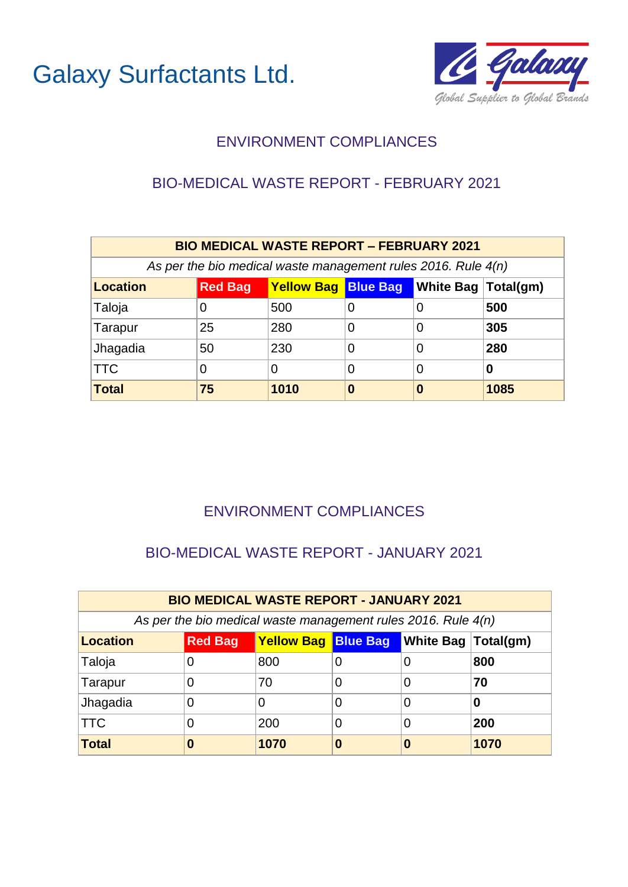# Galaxy Surfactants Ltd.

Galaxy
Global Supplier to Global Brands

## ENVIRONMENT COMPLIANCES

### BIO-MEDICAL WASTE REPORT - FEBRUARY 2021

| BIO MEDICAL WASTE REPORT – FEBRUARY 2021 | | | | | |
|---|---|---|---|---|---|
| *As per the bio medical waste management rules 2016. Rule 4(n)* | | | | | |
| **Location** | **Red Bag** | **Yellow Bag** | **Blue Bag** | **White Bag** | **Total(gm)** |
| Taloja | 0 | 500 | 0 | 0 | **500** |
| Tarapur | 25 | 280 | 0 | 0 | **305** |
| Jhagadia | 50 | 230 | 0 | 0 | **280** |
| TTC | 0 | 0 | 0 | 0 | **0** |
| **Total** | **75** | **1010** | **0** | **0** | **1085** |

## ENVIRONMENT COMPLIANCES

### BIO-MEDICAL WASTE REPORT - JANUARY 2021

| BIO MEDICAL WASTE REPORT - JANUARY 2021 | | | | | |
|---|---|---|---|---|---|
| *As per the bio medical waste management rules 2016. Rule 4(n)* | | | | | |
| **Location** | **Red Bag** | **Yellow Bag** | **Blue Bag** | **White Bag** | **Total(gm)** |
| Taloja | 0 | 800 | 0 | 0 | **800** |
| Tarapur | 0 | 70 | 0 | 0 | **70** |
| Jhagadia | 0 | 0 | 0 | 0 | **0** |
| TTC | 0 | 200 | 0 | 0 | **200** |
| **Total** | **0** | **1070** | **0** | **0** | **1070** |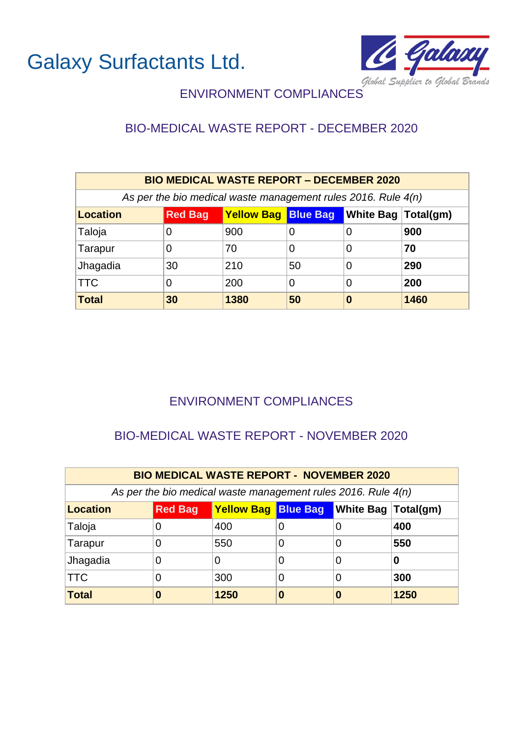# Galaxy Surfactants Ltd.

Galaxy
Global Supplier to Global Brands

## ENVIRONMENT COMPLIANCES

### BIO-MEDICAL WASTE REPORT - DECEMBER 2020

| BIO MEDICAL WASTE REPORT – DECEMBER 2020 | | | | | |
|---|---|---|---|---|---|
| *As per the bio medical waste management rules 2016. Rule 4(n)* | | | | | |
| **Location** | **Red Bag** | **Yellow Bag** | **Blue Bag** | **White Bag** | **Total(gm)** |
| Taloja | 0 | 900 | 0 | 0 | **900** |
| Tarapur | 0 | 70 | 0 | 0 | **70** |
| Jhagadia | 30 | 210 | 50 | 0 | **290** |
| TTC | 0 | 200 | 0 | 0 | **200** |
| **Total** | **30** | **1380** | **50** | **0** | **1460** |

## ENVIRONMENT COMPLIANCES

### BIO-MEDICAL WASTE REPORT - NOVEMBER 2020

| BIO MEDICAL WASTE REPORT - NOVEMBER 2020 | | | | | |
|---|---|---|---|---|---|
| *As per the bio medical waste management rules 2016. Rule 4(n)* | | | | | |
| **Location** | **Red Bag** | **Yellow Bag** | **Blue Bag** | **White Bag** | **Total(gm)** |
| Taloja | 0 | 400 | 0 | 0 | **400** |
| Tarapur | 0 | 550 | 0 | 0 | **550** |
| Jhagadia | 0 | 0 | 0 | 0 | **0** |
| TTC | 0 | 300 | 0 | 0 | **300** |
| **Total** | **0** | **1250** | **0** | **0** | **1250** |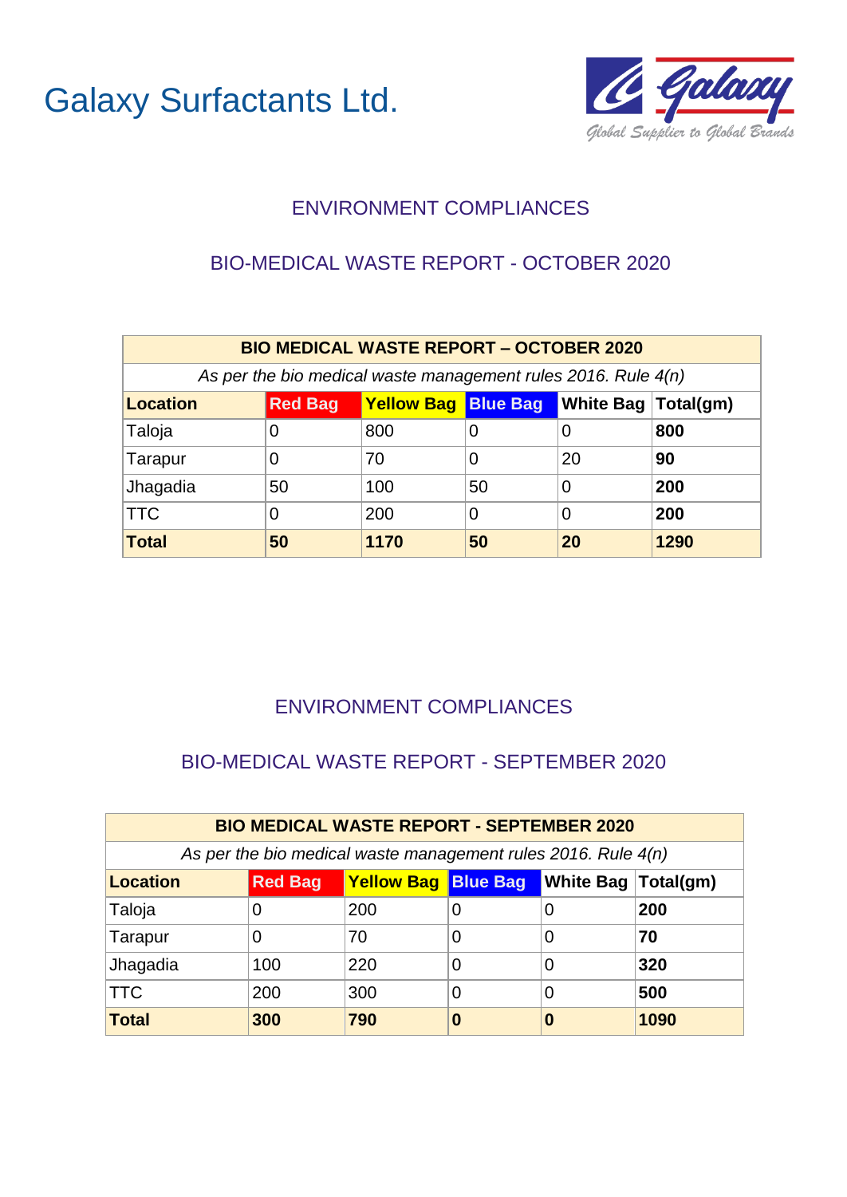# Galaxy Surfactants Ltd.

## ENVIRONMENT COMPLIANCES

## BIO-MEDICAL WASTE REPORT - OCTOBER 2020

| BIO MEDICAL WASTE REPORT – OCTOBER 2020 | | | | | |
|---|---|---|---|---|---|
| *As per the bio medical waste management rules 2016. Rule 4(n)* | | | | | |
| **Location** | **Red Bag** | **Yellow Bag** | **Blue Bag** | **White Bag** | **Total(gm)** |
| Taloja | 0 | 800 | 0 | 0 | **800** |
| Tarapur | 0 | 70 | 0 | 20 | **90** |
| Jhagadia | 50 | 100 | 50 | 0 | **200** |
| TTC | 0 | 200 | 0 | 0 | **200** |
| **Total** | **50** | **1170** | **50** | **20** | **1290** |

## ENVIRONMENT COMPLIANCES

## BIO-MEDICAL WASTE REPORT - SEPTEMBER 2020

| BIO MEDICAL WASTE REPORT - SEPTEMBER 2020 | | | | | |
|---|---|---|---|---|---|
| *As per the bio medical waste management rules 2016. Rule 4(n)* | | | | | |
| **Location** | **Red Bag** | **Yellow Bag** | **Blue Bag** | **White Bag** | **Total(gm)** |
| Taloja | 0 | 200 | 0 | 0 | **200** |
| Tarapur | 0 | 70 | 0 | 0 | **70** |
| Jhagadia | 100 | 220 | 0 | 0 | **320** |
| TTC | 200 | 300 | 0 | 0 | **500** |
| **Total** | **300** | **790** | **0** | **0** | **1090** |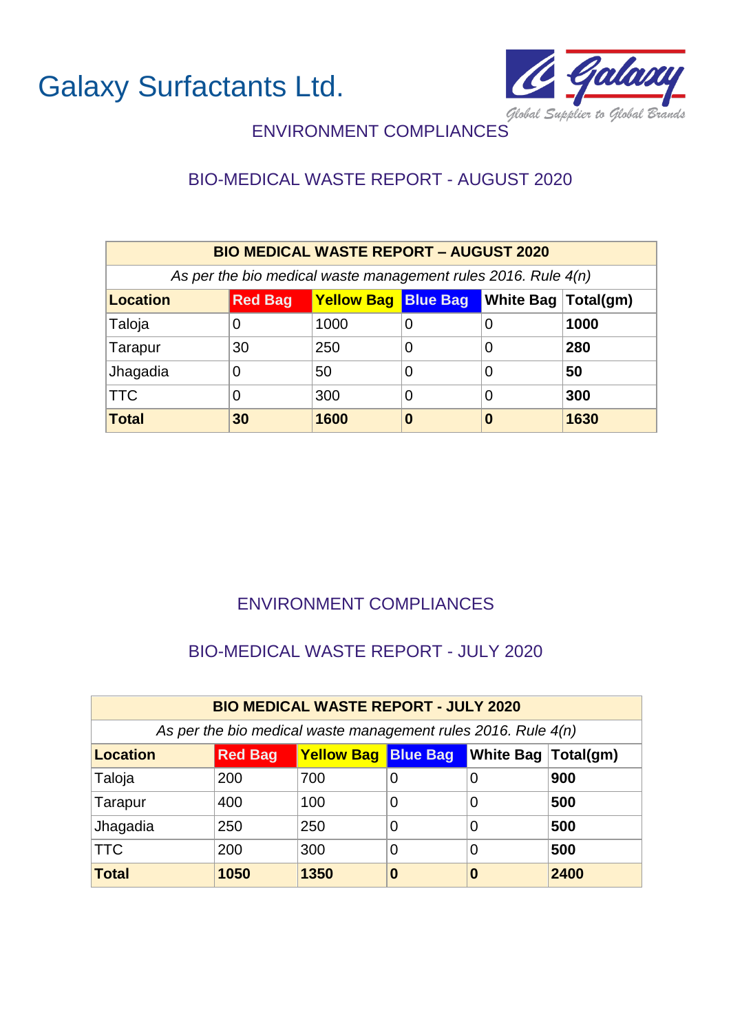# Galaxy Surfactants Ltd.

## ENVIRONMENT COMPLIANCES

### BIO-MEDICAL WASTE REPORT - AUGUST 2020

| BIO MEDICAL WASTE REPORT – AUGUST 2020 | | | | | |
|---|---|---|---|---|---|
| *As per the bio medical waste management rules 2016. Rule 4(n)* | | | | | |
| **Location** | **Red Bag** | **Yellow Bag** | **Blue Bag** | **White Bag** | **Total(gm)** |
| Taloja | 0 | 1000 | 0 | 0 | **1000** |
| Tarapur | 30 | 250 | 0 | 0 | **280** |
| Jhagadia | 0 | 50 | 0 | 0 | **50** |
| TTC | 0 | 300 | 0 | 0 | **300** |
| **Total** | **30** | **1600** | **0** | **0** | **1630** |

## ENVIRONMENT COMPLIANCES

### BIO-MEDICAL WASTE REPORT - JULY 2020

| BIO MEDICAL WASTE REPORT - JULY 2020 | | | | | |
|---|---|---|---|---|---|
| *As per the bio medical waste management rules 2016. Rule 4(n)* | | | | | |
| **Location** | **Red Bag** | **Yellow Bag** | **Blue Bag** | **White Bag** | **Total(gm)** |
| Taloja | 200 | 700 | 0 | 0 | **900** |
| Tarapur | 400 | 100 | 0 | 0 | **500** |
| Jhagadia | 250 | 250 | 0 | 0 | **500** |
| TTC | 200 | 300 | 0 | 0 | **500** |
| **Total** | **1050** | **1350** | **0** | **0** | **2400** |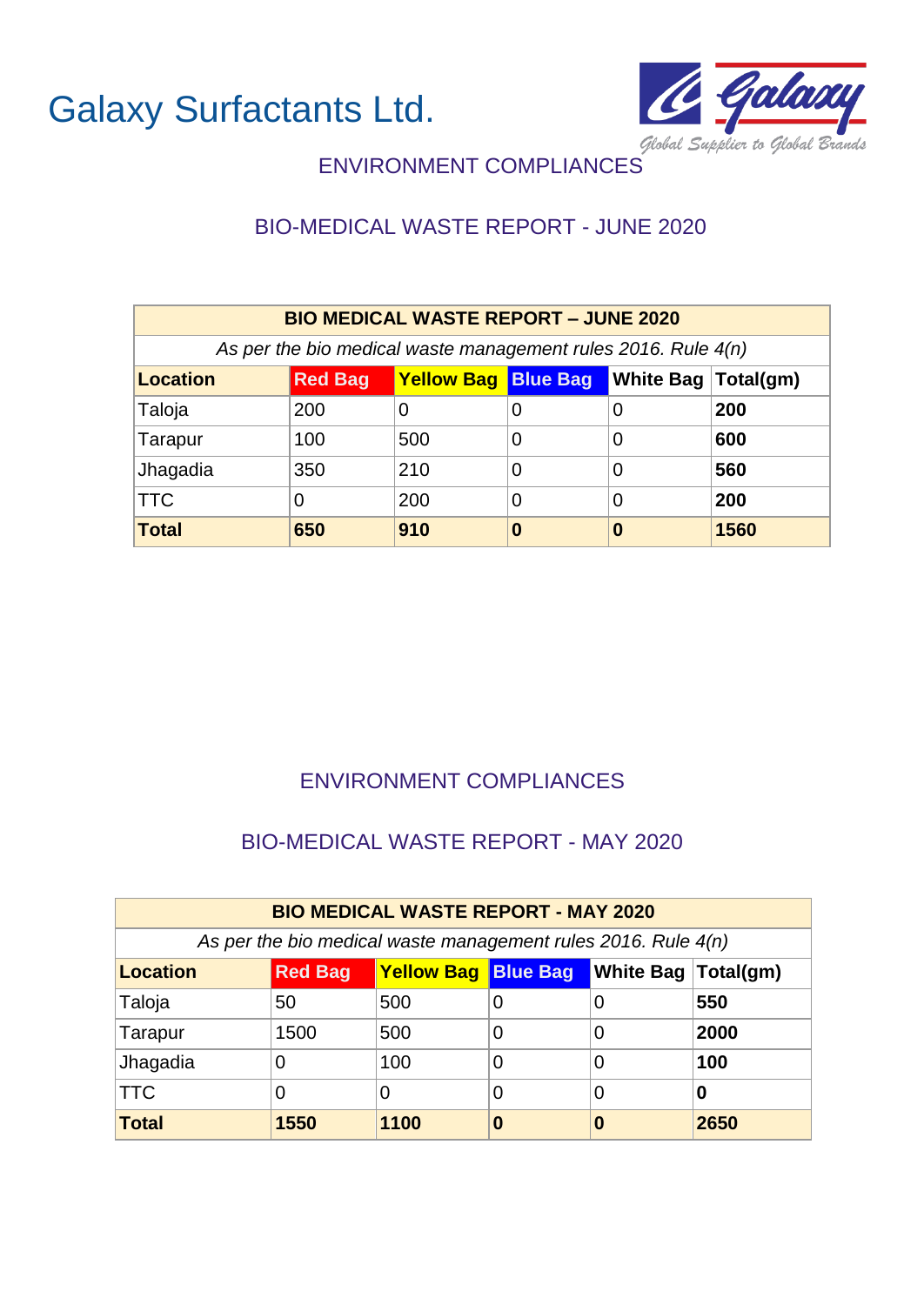# Galaxy Surfactants Ltd.

ENVIRONMENT COMPLIANCES

## BIO-MEDICAL WASTE REPORT - JUNE 2020

| BIO MEDICAL WASTE REPORT – JUNE 2020 | | | | | |
|---|---|---|---|---|---|
| *As per the bio medical waste management rules 2016. Rule 4(n)* | | | | | |
| **Location** | **Red Bag** | **Yellow Bag** | **Blue Bag** | **White Bag** | **Total(gm)** |
| Taloja | 200 | 0 | 0 | 0 | **200** |
| Tarapur | 100 | 500 | 0 | 0 | **600** |
| Jhagadia | 350 | 210 | 0 | 0 | **560** |
| TTC | 0 | 200 | 0 | 0 | **200** |
| **Total** | **650** | **910** | **0** | **0** | **1560** |

ENVIRONMENT COMPLIANCES

## BIO-MEDICAL WASTE REPORT - MAY 2020

| BIO MEDICAL WASTE REPORT - MAY 2020 | | | | | |
|---|---|---|---|---|---|
| *As per the bio medical waste management rules 2016. Rule 4(n)* | | | | | |
| **Location** | **Red Bag** | **Yellow Bag** | **Blue Bag** | **White Bag** | **Total(gm)** |
| Taloja | 50 | 500 | 0 | 0 | **550** |
| Tarapur | 1500 | 500 | 0 | 0 | **2000** |
| Jhagadia | 0 | 100 | 0 | 0 | **100** |
| TTC | 0 | 0 | 0 | 0 | **0** |
| **Total** | **1550** | **1100** | **0** | **0** | **2650** |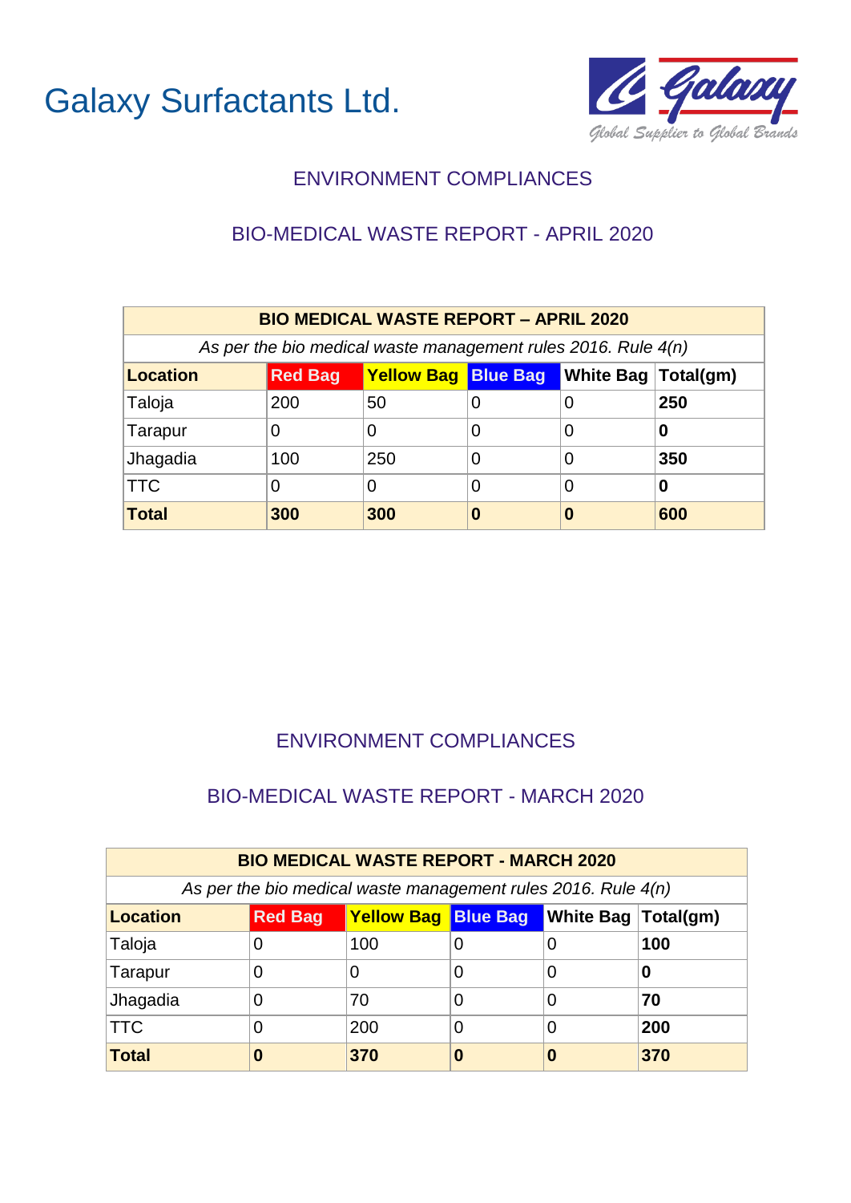# Galaxy Surfactants Ltd.

Global Supplier to Global Brands

## ENVIRONMENT COMPLIANCES

### BIO-MEDICAL WASTE REPORT - APRIL 2020

| BIO MEDICAL WASTE REPORT – APRIL 2020 | | | | | |
|---|---|---|---|---|---|
| *As per the bio medical waste management rules 2016. Rule 4(n)* | | | | | |
| **Location** | **Red Bag** | **Yellow Bag** | **Blue Bag** | **White Bag** | **Total(gm)** |
| Taloja | 200 | 50 | 0 | 0 | **250** |
| Tarapur | 0 | 0 | 0 | 0 | **0** |
| Jhagadia | 100 | 250 | 0 | 0 | **350** |
| TTC | 0 | 0 | 0 | 0 | **0** |
| **Total** | **300** | **300** | **0** | **0** | **600** |

## ENVIRONMENT COMPLIANCES

### BIO-MEDICAL WASTE REPORT - MARCH 2020

| BIO MEDICAL WASTE REPORT - MARCH 2020 | | | | | |
|---|---|---|---|---|---|
| *As per the bio medical waste management rules 2016. Rule 4(n)* | | | | | |
| **Location** | **Red Bag** | **Yellow Bag** | **Blue Bag** | **White Bag** | **Total(gm)** |
| Taloja | 0 | 100 | 0 | 0 | **100** |
| Tarapur | 0 | 0 | 0 | 0 | **0** |
| Jhagadia | 0 | 70 | 0 | 0 | **70** |
| TTC | 0 | 200 | 0 | 0 | **200** |
| **Total** | **0** | **370** | **0** | **0** | **370** |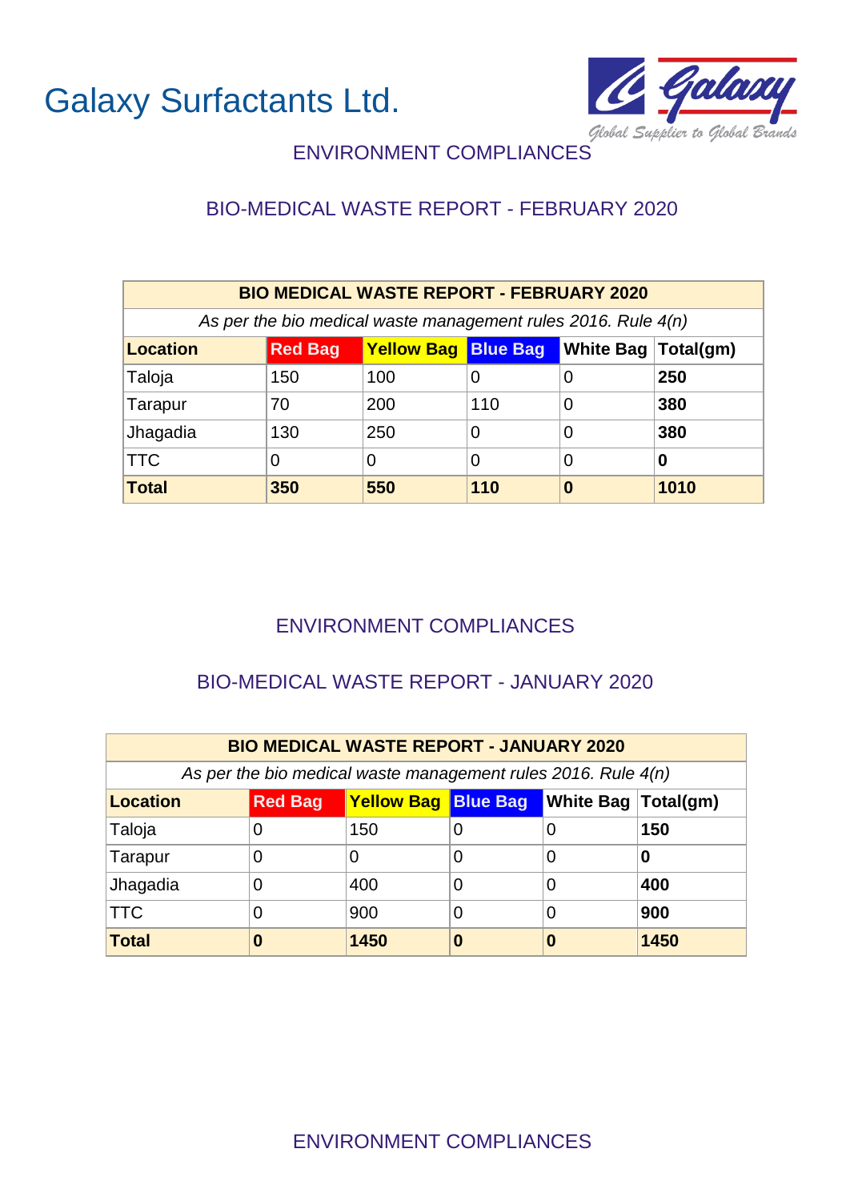# Galaxy Surfactants Ltd.

Global Supplier to Global Brands

## ENVIRONMENT COMPLIANCES

### BIO-MEDICAL WASTE REPORT - FEBRUARY 2020

| BIO MEDICAL WASTE REPORT - FEBRUARY 2020 | | | | | |
|---|---|---|---|---|---|
| *As per the bio medical waste management rules 2016. Rule 4(n)* | | | | | |
| **Location** | **Red Bag** | **Yellow Bag** | **Blue Bag** | **White Bag** | **Total(gm)** |
| Taloja | 150 | 100 | 0 | 0 | **250** |
| Tarapur | 70 | 200 | 110 | 0 | **380** |
| Jhagadia | 130 | 250 | 0 | 0 | **380** |
| TTC | 0 | 0 | 0 | 0 | **0** |
| **Total** | **350** | **550** | **110** | **0** | **1010** |

## ENVIRONMENT COMPLIANCES

### BIO-MEDICAL WASTE REPORT - JANUARY 2020

| BIO MEDICAL WASTE REPORT - JANUARY 2020 | | | | | |
|---|---|---|---|---|---|
| *As per the bio medical waste management rules 2016. Rule 4(n)* | | | | | |
| **Location** | **Red Bag** | **Yellow Bag** | **Blue Bag** | **White Bag** | **Total(gm)** |
| Taloja | 0 | 150 | 0 | 0 | **150** |
| Tarapur | 0 | 0 | 0 | 0 | **0** |
| Jhagadia | 0 | 400 | 0 | 0 | **400** |
| TTC | 0 | 900 | 0 | 0 | **900** |
| **Total** | **0** | **1450** | **0** | **0** | **1450** |

## ENVIRONMENT COMPLIANCES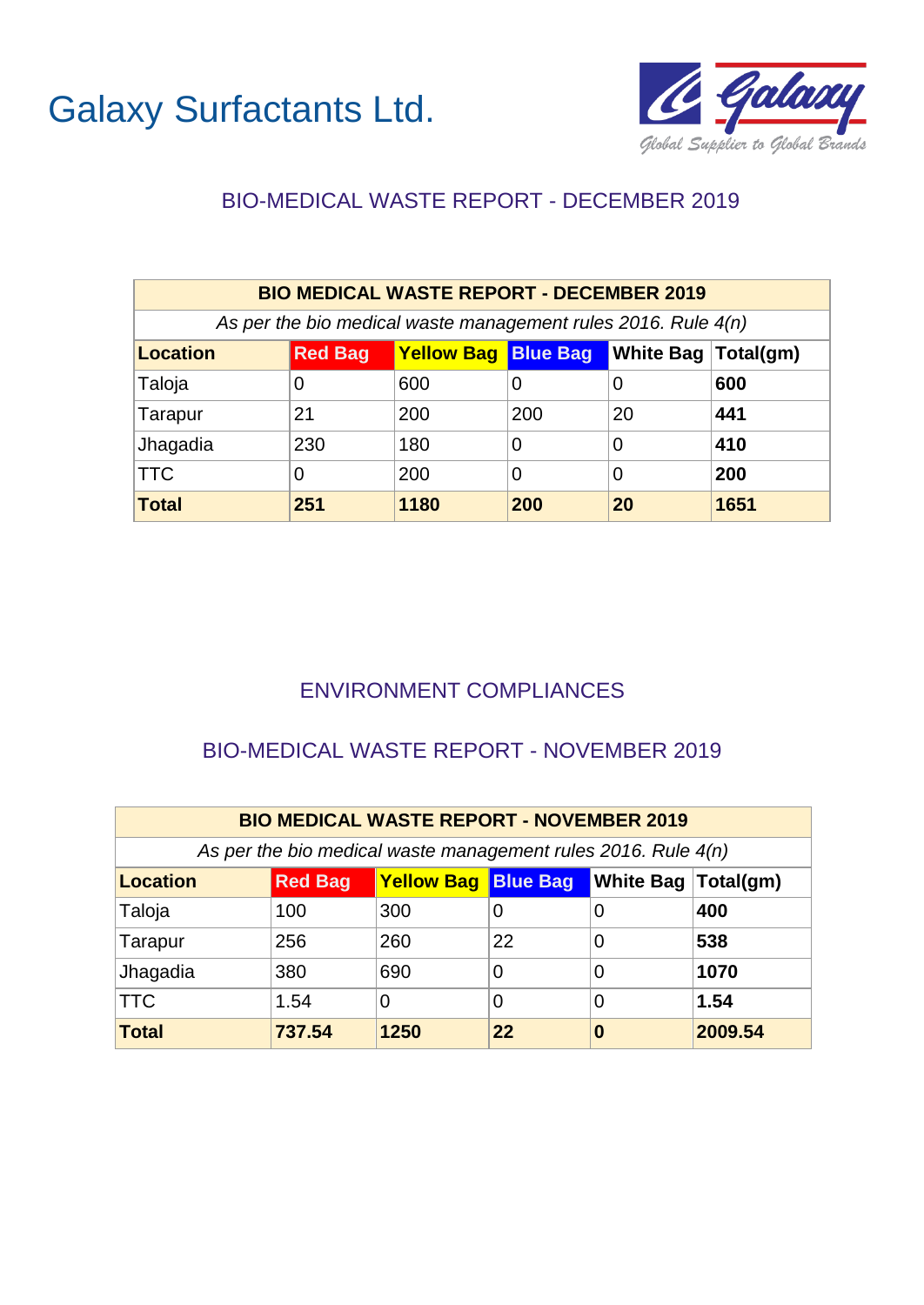# Galaxy Surfactants Ltd.

Global Supplier to Global Brands

## BIO-MEDICAL WASTE REPORT - DECEMBER 2019

| BIO MEDICAL WASTE REPORT - DECEMBER 2019 | | | | | |
|---|---|---|---|---|---|
| *As per the bio medical waste management rules 2016. Rule 4(n)* | | | | | |
| **Location** | **Red Bag** | **Yellow Bag** | **Blue Bag** | **White Bag** | **Total(gm)** |
| Taloja | 0 | 600 | 0 | 0 | **600** |
| Tarapur | 21 | 200 | 200 | 20 | **441** |
| Jhagadia | 230 | 180 | 0 | 0 | **410** |
| TTC | 0 | 200 | 0 | 0 | **200** |
| **Total** | **251** | **1180** | **200** | **20** | **1651** |

## ENVIRONMENT COMPLIANCES

## BIO-MEDICAL WASTE REPORT - NOVEMBER 2019

| BIO MEDICAL WASTE REPORT - NOVEMBER 2019 | | | | | |
|---|---|---|---|---|---|
| *As per the bio medical waste management rules 2016. Rule 4(n)* | | | | | |
| **Location** | **Red Bag** | **Yellow Bag** | **Blue Bag** | **White Bag** | **Total(gm)** |
| Taloja | 100 | 300 | 0 | 0 | **400** |
| Tarapur | 256 | 260 | 22 | 0 | **538** |
| Jhagadia | 380 | 690 | 0 | 0 | **1070** |
| TTC | 1.54 | 0 | 0 | 0 | **1.54** |
| **Total** | **737.54** | **1250** | **22** | **0** | **2009.54** |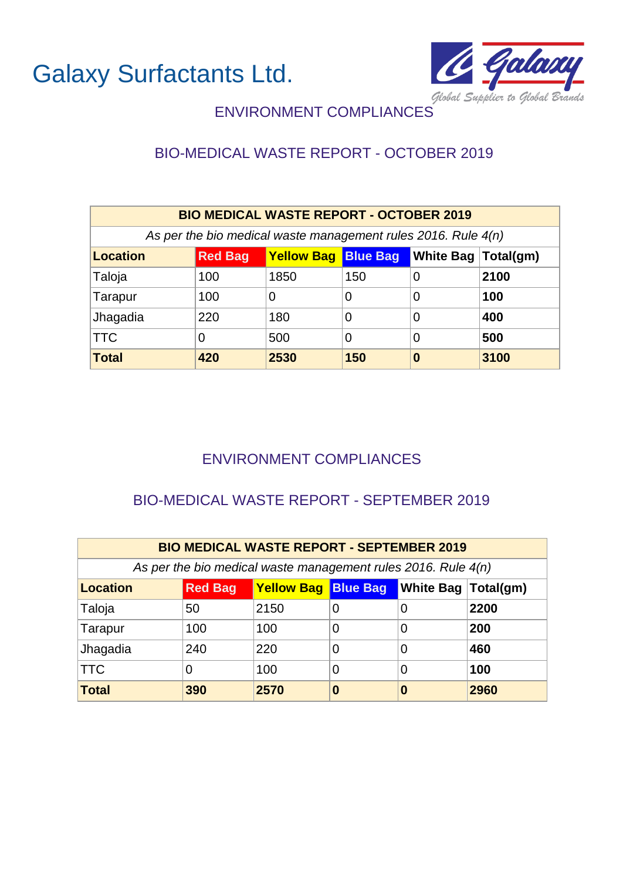# Galaxy Surfactants Ltd.

## ENVIRONMENT COMPLIANCES

### BIO-MEDICAL WASTE REPORT - OCTOBER 2019

| BIO MEDICAL WASTE REPORT - OCTOBER 2019 | | | | | |
|---|---|---|---|---|---|
| *As per the bio medical waste management rules 2016. Rule 4(n)* | | | | | |
| **Location** | **Red Bag** | **Yellow Bag** | **Blue Bag** | **White Bag** | **Total(gm)** |
| Taloja | 100 | 1850 | 150 | 0 | **2100** |
| Tarapur | 100 | 0 | 0 | 0 | **100** |
| Jhagadia | 220 | 180 | 0 | 0 | **400** |
| TTC | 0 | 500 | 0 | 0 | **500** |
| **Total** | **420** | **2530** | **150** | **0** | **3100** |

## ENVIRONMENT COMPLIANCES

### BIO-MEDICAL WASTE REPORT - SEPTEMBER 2019

| BIO MEDICAL WASTE REPORT - SEPTEMBER 2019 | | | | | |
|---|---|---|---|---|---|
| *As per the bio medical waste management rules 2016. Rule 4(n)* | | | | | |
| **Location** | **Red Bag** | **Yellow Bag** | **Blue Bag** | **White Bag** | **Total(gm)** |
| Taloja | 50 | 2150 | 0 | 0 | **2200** |
| Tarapur | 100 | 100 | 0 | 0 | **200** |
| Jhagadia | 240 | 220 | 0 | 0 | **460** |
| TTC | 0 | 100 | 0 | 0 | **100** |
| **Total** | **390** | **2570** | **0** | **0** | **2960** |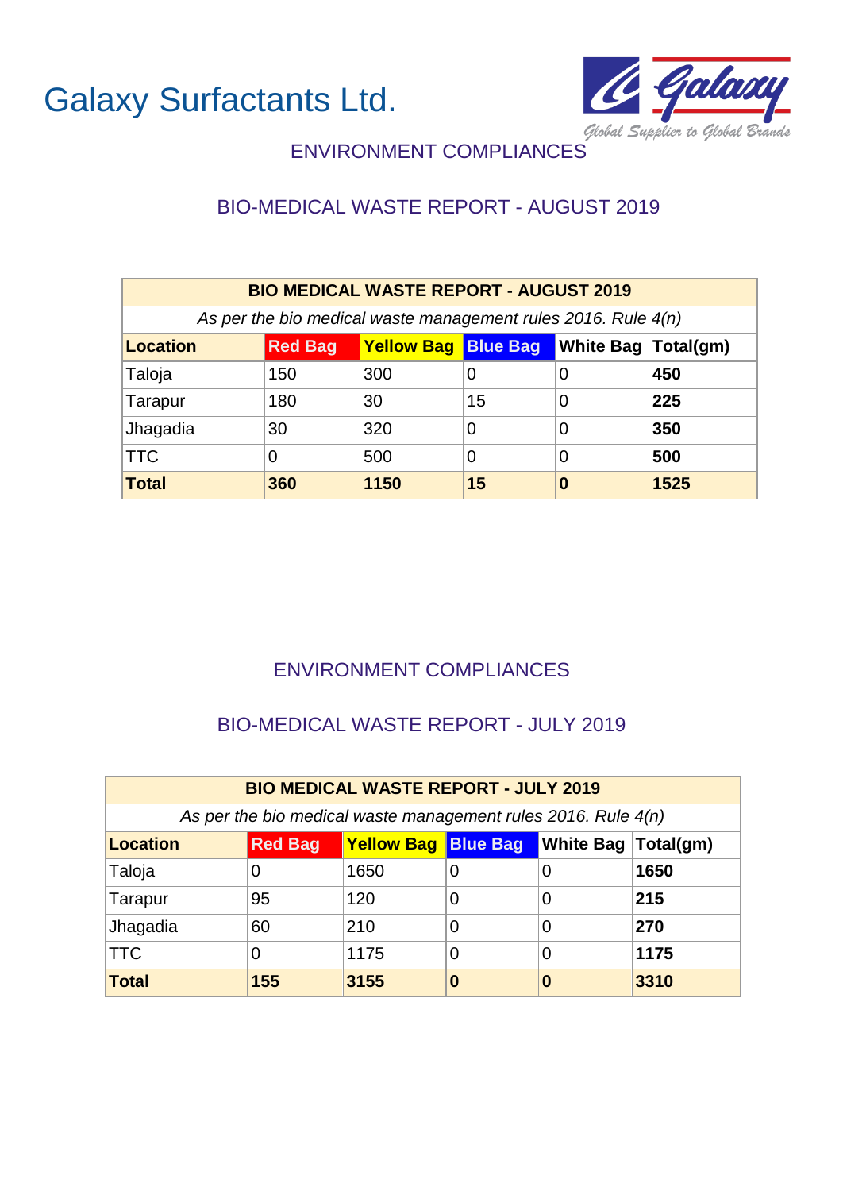# Galaxy Surfactants Ltd.

Galaxy
Global Supplier to Global Brands

## ENVIRONMENT COMPLIANCES

### BIO-MEDICAL WASTE REPORT - AUGUST 2019

| **BIO MEDICAL WASTE REPORT - AUGUST 2019** | | | | | |
|---|---|---|---|---|---|
| *As per the bio medical waste management rules 2016. Rule 4(n)* | | | | | |
| **Location** | **Red Bag** | **Yellow Bag** | **Blue Bag** | **White Bag** | **Total(gm)** |
| Taloja | 150 | 300 | 0 | 0 | **450** |
| Tarapur | 180 | 30 | 15 | 0 | **225** |
| Jhagadia | 30 | 320 | 0 | 0 | **350** |
| TTC | 0 | 500 | 0 | 0 | **500** |
| **Total** | **360** | **1150** | **15** | **0** | **1525** |

## ENVIRONMENT COMPLIANCES

### BIO-MEDICAL WASTE REPORT - JULY 2019

| **BIO MEDICAL WASTE REPORT - JULY 2019** | | | | | |
|---|---|---|---|---|---|
| *As per the bio medical waste management rules 2016. Rule 4(n)* | | | | | |
| **Location** | **Red Bag** | **Yellow Bag** | **Blue Bag** | **White Bag** | **Total(gm)** |
| Taloja | 0 | 1650 | 0 | 0 | **1650** |
| Tarapur | 95 | 120 | 0 | 0 | **215** |
| Jhagadia | 60 | 210 | 0 | 0 | **270** |
| TTC | 0 | 1175 | 0 | 0 | **1175** |
| **Total** | **155** | **3155** | **0** | **0** | **3310** |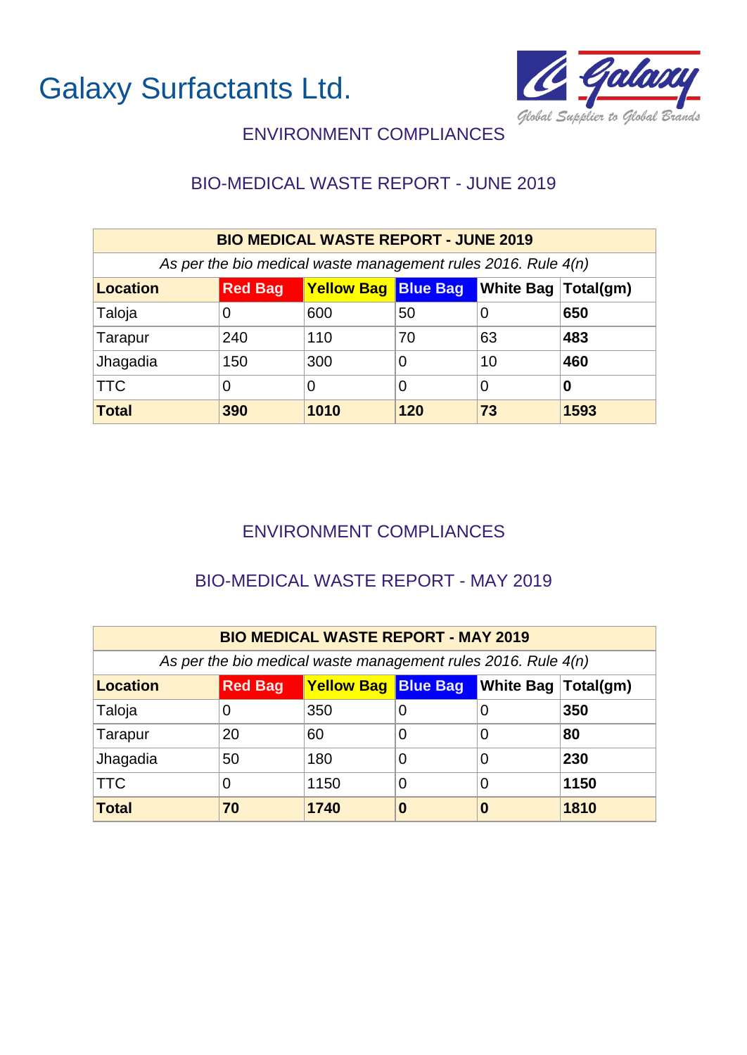# Galaxy Surfactants Ltd.

Galaxy
Global Supplier to Global Brands

## ENVIRONMENT COMPLIANCES

### BIO-MEDICAL WASTE REPORT - JUNE 2019

| BIO MEDICAL WASTE REPORT - JUNE 2019 | | | | | |
|---|---|---|---|---|---|
| *As per the bio medical waste management rules 2016. Rule 4(n)* | | | | | |
| **Location** | **Red Bag** | **Yellow Bag** | **Blue Bag** | **White Bag** | **Total(gm)** |
| Taloja | 0 | 600 | 50 | 0 | **650** |
| Tarapur | 240 | 110 | 70 | 63 | **483** |
| Jhagadia | 150 | 300 | 0 | 10 | **460** |
| TTC | 0 | 0 | 0 | 0 | **0** |
| **Total** | **390** | **1010** | **120** | **73** | **1593** |

## ENVIRONMENT COMPLIANCES

### BIO-MEDICAL WASTE REPORT - MAY 2019

| BIO MEDICAL WASTE REPORT - MAY 2019 | | | | | |
|---|---|---|---|---|---|
| *As per the bio medical waste management rules 2016. Rule 4(n)* | | | | | |
| **Location** | **Red Bag** | **Yellow Bag** | **Blue Bag** | **White Bag** | **Total(gm)** |
| Taloja | 0 | 350 | 0 | 0 | **350** |
| Tarapur | 20 | 60 | 0 | 0 | **80** |
| Jhagadia | 50 | 180 | 0 | 0 | **230** |
| TTC | 0 | 1150 | 0 | 0 | **1150** |
| **Total** | **70** | **1740** | **0** | **0** | **1810** |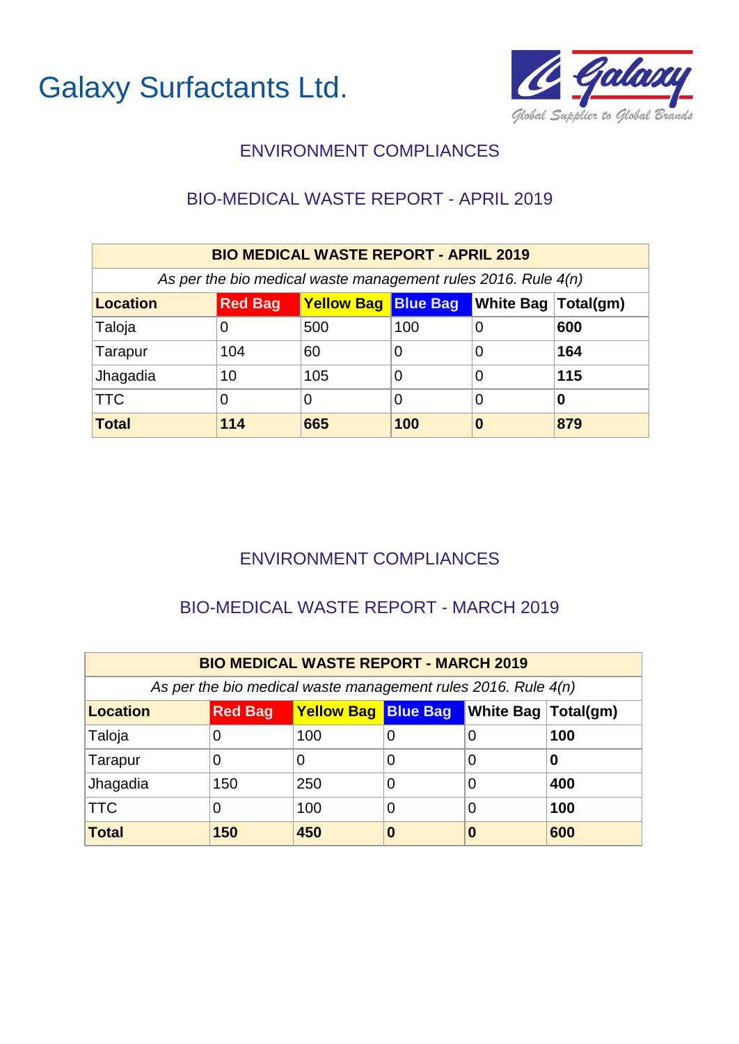# Galaxy Surfactants Ltd.

## ENVIRONMENT COMPLIANCES

### BIO-MEDICAL WASTE REPORT - APRIL 2019

| **BIO MEDICAL WASTE REPORT - APRIL 2019** | | | | | |
|---|---|---|---|---|---|
| *As per the bio medical waste management rules 2016. Rule 4(n)* | | | | | |
| **Location** | **Red Bag** | **Yellow Bag** | **Blue Bag** | **White Bag** | **Total(gm)** |
| Taloja | 0 | 500 | 100 | 0 | **600** |
| Tarapur | 104 | 60 | 0 | 0 | **164** |
| Jhagadia | 10 | 105 | 0 | 0 | **115** |
| TTC | 0 | 0 | 0 | 0 | **0** |
| **Total** | **114** | **665** | **100** | **0** | **879** |

## ENVIRONMENT COMPLIANCES

### BIO-MEDICAL WASTE REPORT - MARCH 2019

| **BIO MEDICAL WASTE REPORT - MARCH 2019** | | | | | |
|---|---|---|---|---|---|
| *As per the bio medical waste management rules 2016. Rule 4(n)* | | | | | |
| **Location** | **Red Bag** | **Yellow Bag** | **Blue Bag** | **White Bag** | **Total(gm)** |
| Taloja | 0 | 100 | 0 | 0 | **100** |
| Tarapur | 0 | 0 | 0 | 0 | **0** |
| Jhagadia | 150 | 250 | 0 | 0 | **400** |
| TTC | 0 | 100 | 0 | 0 | **100** |
| **Total** | **150** | **450** | **0** | **0** | **600** |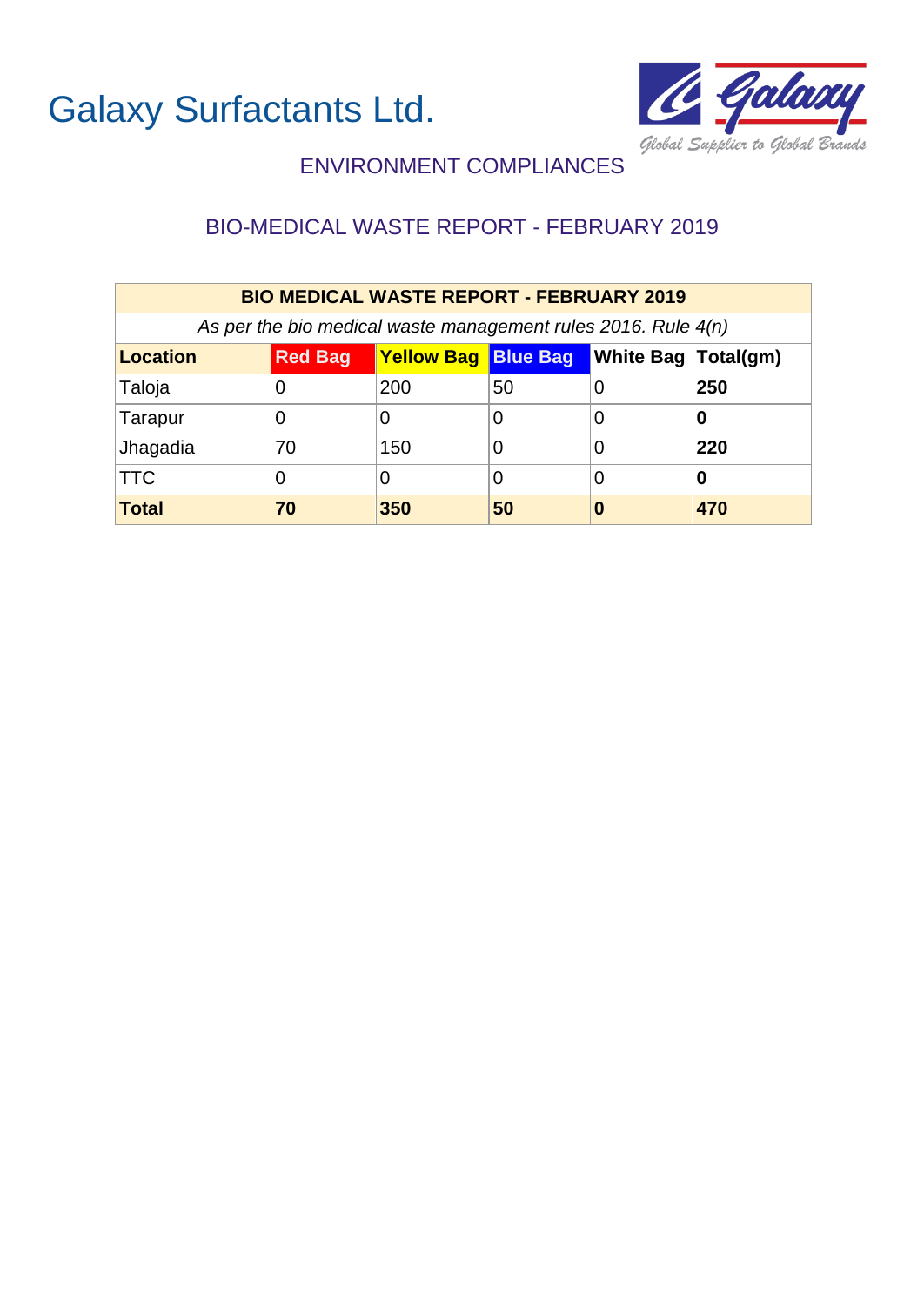# Galaxy Surfactants Ltd.

Global Supplier to Global Brands

## ENVIRONMENT COMPLIANCES

## BIO-MEDICAL WASTE REPORT - FEBRUARY 2019

| BIO MEDICAL WASTE REPORT - FEBRUARY 2019 | | | | | |
|---|---|---|---|---|---|
| *As per the bio medical waste management rules 2016. Rule 4(n)* | | | | | |
| **Location** | **Red Bag** | **Yellow Bag** | **Blue Bag** | **White Bag** | **Total(gm)** |
| Taloja | 0 | 200 | 50 | 0 | **250** |
| Tarapur | 0 | 0 | 0 | 0 | **0** |
| Jhagadia | 70 | 150 | 0 | 0 | **220** |
| TTC | 0 | 0 | 0 | 0 | **0** |
| **Total** | **70** | **350** | **50** | **0** | **470** |